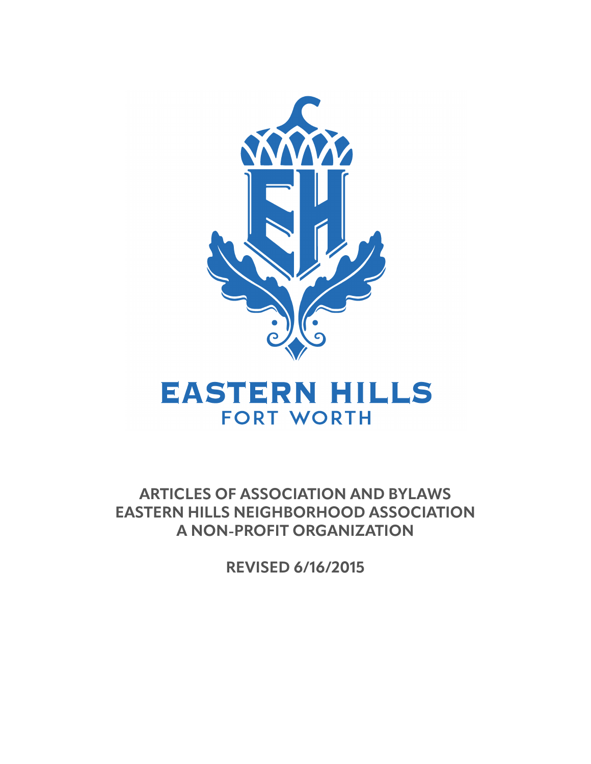EASTERN HILLS
FORT WORTH

# ARTICLES OF ASSOCIATION AND BYLAWS
# EASTERN HILLS NEIGHBORHOOD ASSOCIATION
# A NON-PROFIT ORGANIZATION

**REVISED 6/16/2015**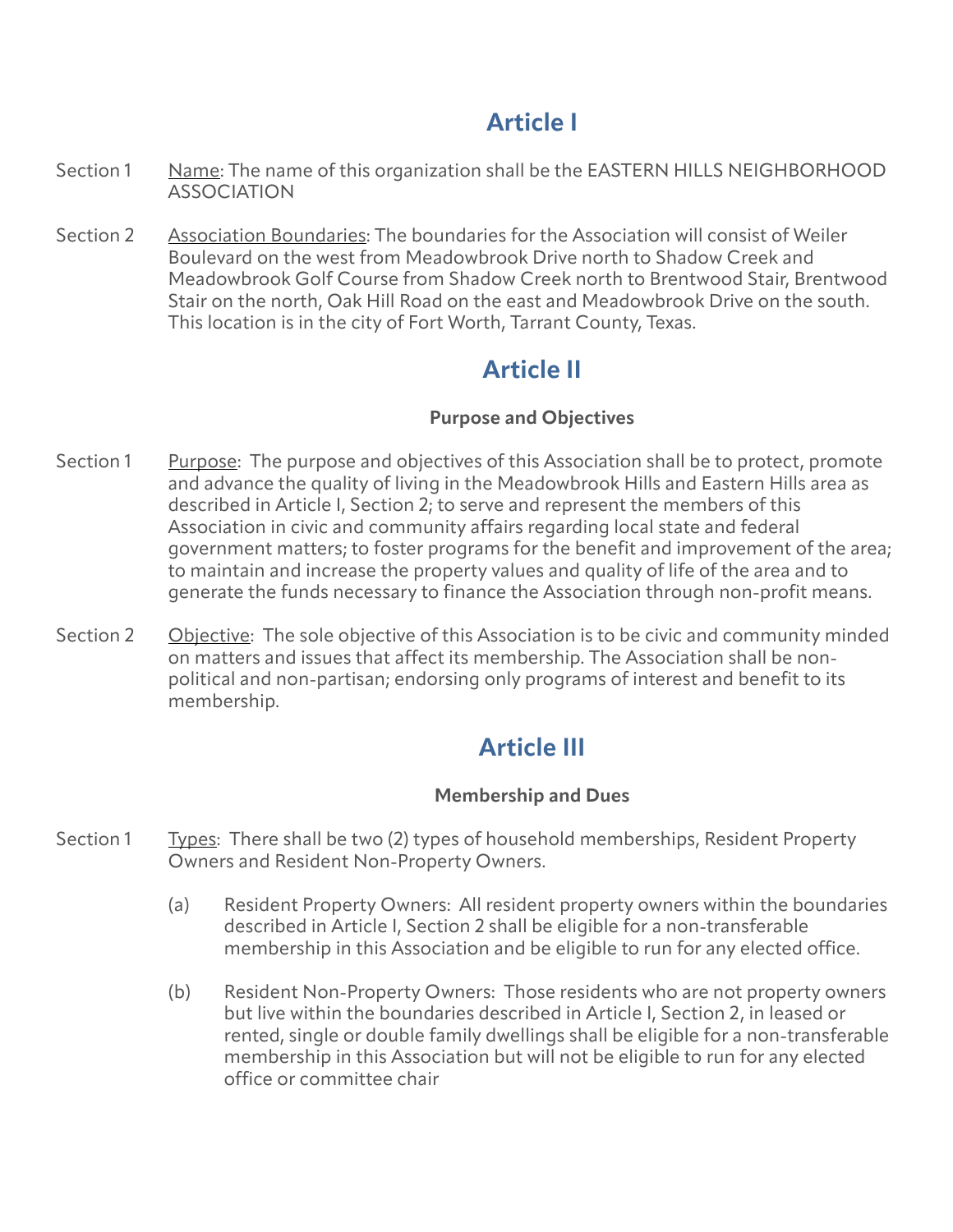## Article I

Section 1 Name: The name of this organization shall be the EASTERN HILLS NEIGHBORHOOD ASSOCIATION

Section 2 Association Boundaries: The boundaries for the Association will consist of Weiler Boulevard on the west from Meadowbrook Drive north to Shadow Creek and Meadowbrook Golf Course from Shadow Creek north to Brentwood Stair, Brentwood Stair on the north, Oak Hill Road on the east and Meadowbrook Drive on the south. This location is in the city of Fort Worth, Tarrant County, Texas.

## Article II

### Purpose and Objectives

Section 1 Purpose: The purpose and objectives of this Association shall be to protect, promote and advance the quality of living in the Meadowbrook Hills and Eastern Hills area as described in Article I, Section 2; to serve and represent the members of this Association in civic and community affairs regarding local state and federal government matters; to foster programs for the benefit and improvement of the area; to maintain and increase the property values and quality of life of the area and to generate the funds necessary to finance the Association through non-profit means.

Section 2 Objective: The sole objective of this Association is to be civic and community minded on matters and issues that affect its membership. The Association shall be non-political and non-partisan; endorsing only programs of interest and benefit to its membership.

## Article III

### Membership and Dues

Section 1 Types: There shall be two (2) types of household memberships, Resident Property Owners and Resident Non-Property Owners.

(a) Resident Property Owners: All resident property owners within the boundaries described in Article I, Section 2 shall be eligible for a non-transferable membership in this Association and be eligible to run for any elected office.

(b) Resident Non-Property Owners: Those residents who are not property owners but live within the boundaries described in Article I, Section 2, in leased or rented, single or double family dwellings shall be eligible for a non-transferable membership in this Association but will not be eligible to run for any elected office or committee chair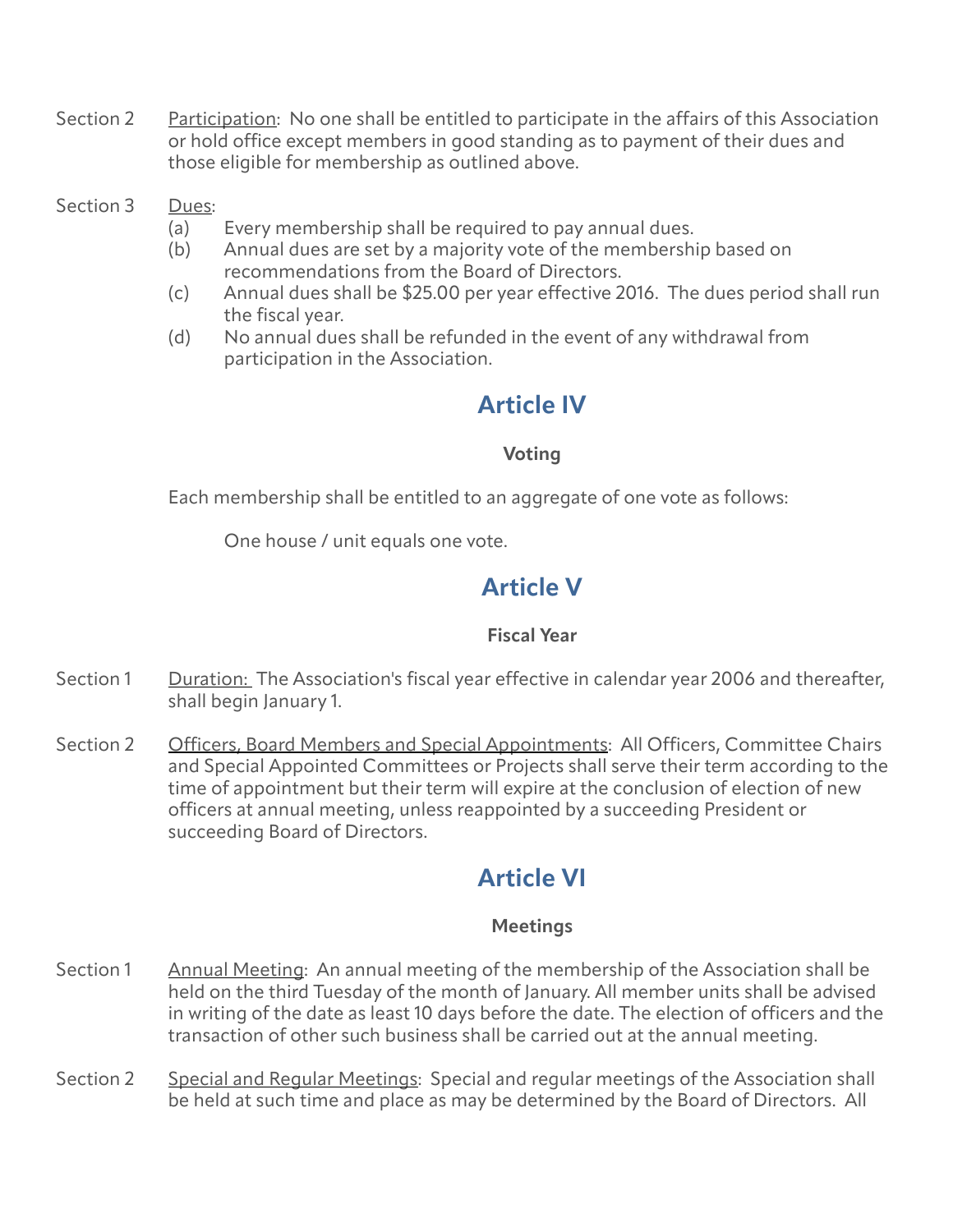Section 2 Participation: No one shall be entitled to participate in the affairs of this Association or hold office except members in good standing as to payment of their dues and those eligible for membership as outlined above.

Section 3 Dues:

(a) Every membership shall be required to pay annual dues.

(b) Annual dues are set by a majority vote of the membership based on recommendations from the Board of Directors.

(c) Annual dues shall be $25.00 per year effective 2016. The dues period shall run the fiscal year.

(d) No annual dues shall be refunded in the event of any withdrawal from participation in the Association.

## Article IV

### Voting

Each membership shall be entitled to an aggregate of one vote as follows:

One house / unit equals one vote.

## Article V

### Fiscal Year

Section 1 Duration: The Association's fiscal year effective in calendar year 2006 and thereafter, shall begin January 1.

Section 2 Officers, Board Members and Special Appointments: All Officers, Committee Chairs and Special Appointed Committees or Projects shall serve their term according to the time of appointment but their term will expire at the conclusion of election of new officers at annual meeting, unless reappointed by a succeeding President or succeeding Board of Directors.

## Article VI

### Meetings

Section 1 Annual Meeting: An annual meeting of the membership of the Association shall be held on the third Tuesday of the month of January. All member units shall be advised in writing of the date as least 10 days before the date. The election of officers and the transaction of other such business shall be carried out at the annual meeting.

Section 2 Special and Regular Meetings: Special and regular meetings of the Association shall be held at such time and place as may be determined by the Board of Directors. All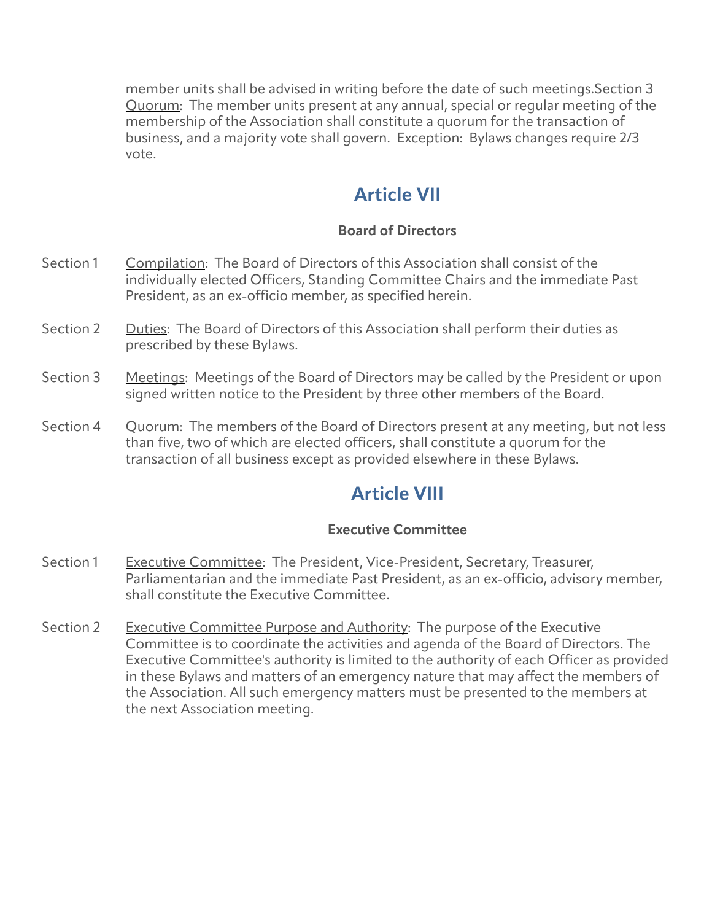member units shall be advised in writing before the date of such meetings.Section 3 Quorum: The member units present at any annual, special or regular meeting of the membership of the Association shall constitute a quorum for the transaction of business, and a majority vote shall govern. Exception: Bylaws changes require 2/3 vote.

## Article VII

**Board of Directors**

Section 1 Compilation: The Board of Directors of this Association shall consist of the individually elected Officers, Standing Committee Chairs and the immediate Past President, as an ex-officio member, as specified herein.

Section 2 Duties: The Board of Directors of this Association shall perform their duties as prescribed by these Bylaws.

Section 3 Meetings: Meetings of the Board of Directors may be called by the President or upon signed written notice to the President by three other members of the Board.

Section 4 Quorum: The members of the Board of Directors present at any meeting, but not less than five, two of which are elected officers, shall constitute a quorum for the transaction of all business except as provided elsewhere in these Bylaws.

## Article VIII

**Executive Committee**

Section 1 Executive Committee: The President, Vice-President, Secretary, Treasurer, Parliamentarian and the immediate Past President, as an ex-officio, advisory member, shall constitute the Executive Committee.

Section 2 Executive Committee Purpose and Authority: The purpose of the Executive Committee is to coordinate the activities and agenda of the Board of Directors. The Executive Committee's authority is limited to the authority of each Officer as provided in these Bylaws and matters of an emergency nature that may affect the members of the Association. All such emergency matters must be presented to the members at the next Association meeting.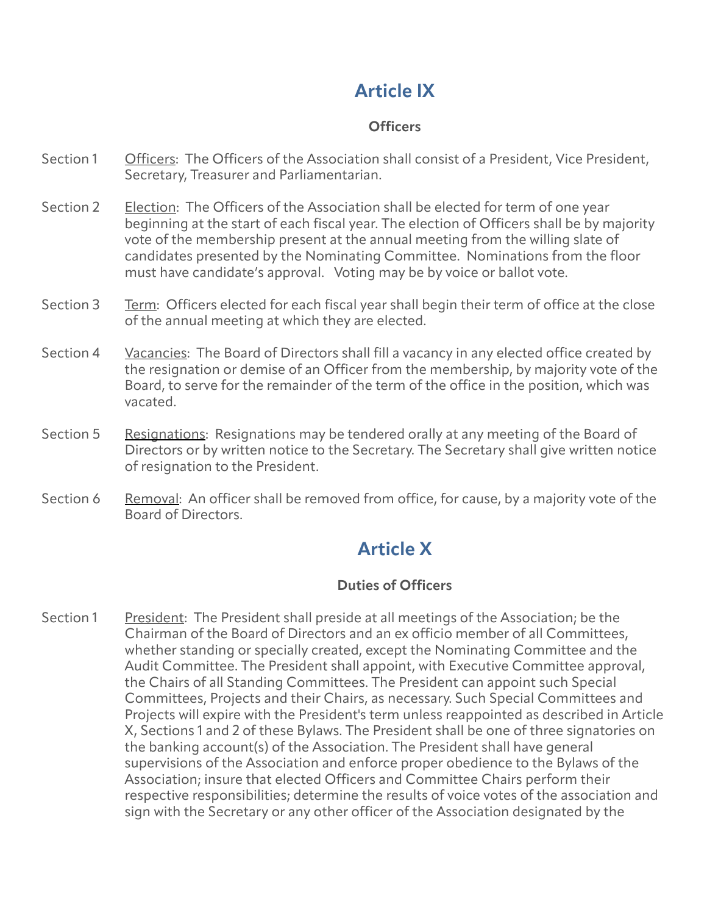# Article IX

### Officers

Section 1 Officers: The Officers of the Association shall consist of a President, Vice President, Secretary, Treasurer and Parliamentarian.

Section 2 Election: The Officers of the Association shall be elected for term of one year beginning at the start of each fiscal year. The election of Officers shall be by majority vote of the membership present at the annual meeting from the willing slate of candidates presented by the Nominating Committee. Nominations from the floor must have candidate's approval. Voting may be by voice or ballot vote.

Section 3 Term: Officers elected for each fiscal year shall begin their term of office at the close of the annual meeting at which they are elected.

Section 4 Vacancies: The Board of Directors shall fill a vacancy in any elected office created by the resignation or demise of an Officer from the membership, by majority vote of the Board, to serve for the remainder of the term of the office in the position, which was vacated.

Section 5 Resignations: Resignations may be tendered orally at any meeting of the Board of Directors or by written notice to the Secretary. The Secretary shall give written notice of resignation to the President.

Section 6 Removal: An officer shall be removed from office, for cause, by a majority vote of the Board of Directors.

# Article X

### Duties of Officers

Section 1 President: The President shall preside at all meetings of the Association; be the Chairman of the Board of Directors and an ex officio member of all Committees, whether standing or specially created, except the Nominating Committee and the Audit Committee. The President shall appoint, with Executive Committee approval, the Chairs of all Standing Committees. The President can appoint such Special Committees, Projects and their Chairs, as necessary. Such Special Committees and Projects will expire with the President's term unless reappointed as described in Article X, Sections 1 and 2 of these Bylaws. The President shall be one of three signatories on the banking account(s) of the Association. The President shall have general supervisions of the Association and enforce proper obedience to the Bylaws of the Association; insure that elected Officers and Committee Chairs perform their respective responsibilities; determine the results of voice votes of the association and sign with the Secretary or any other officer of the Association designated by the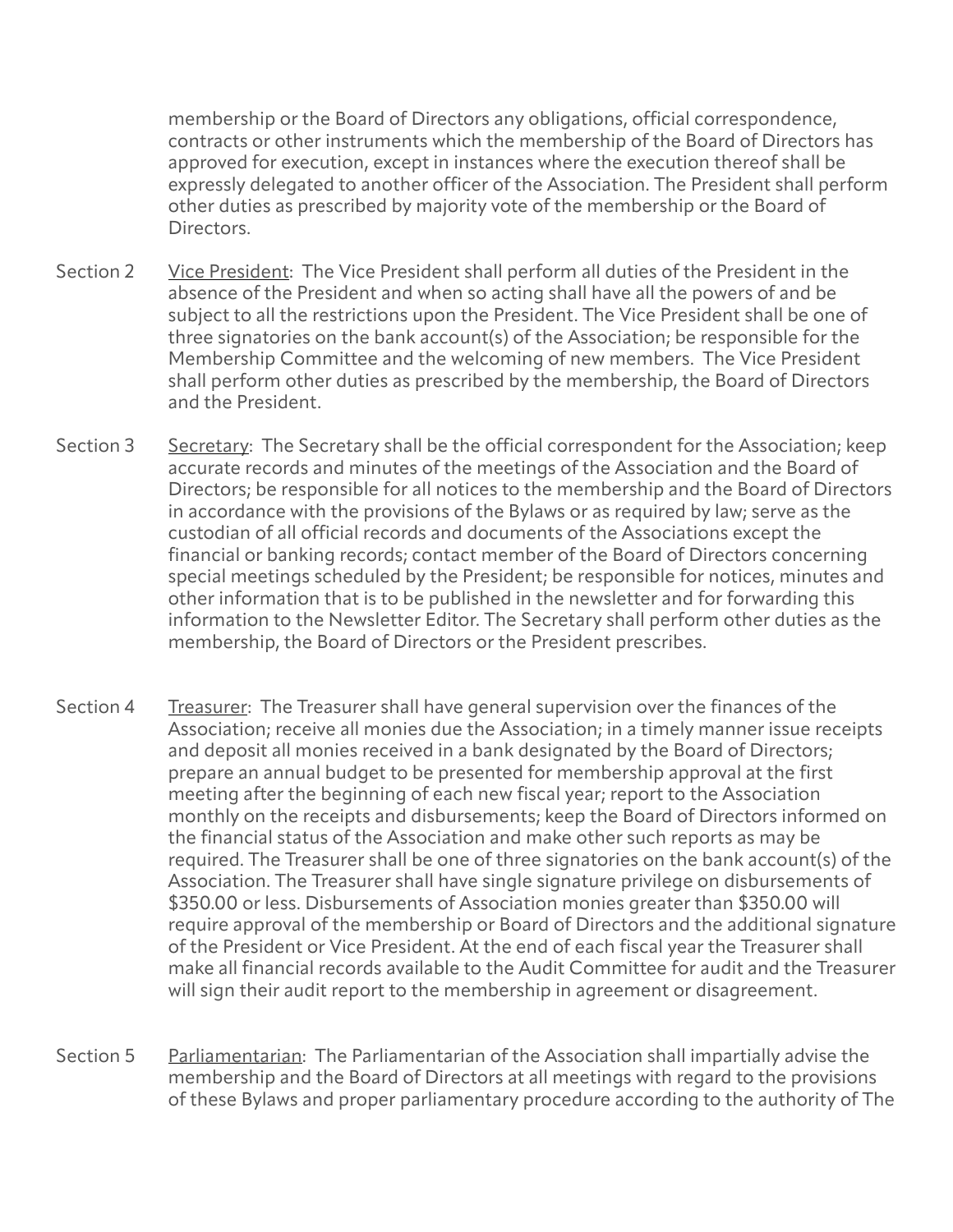membership or the Board of Directors any obligations, official correspondence, contracts or other instruments which the membership of the Board of Directors has approved for execution, except in instances where the execution thereof shall be expressly delegated to another officer of the Association. The President shall perform other duties as prescribed by majority vote of the membership or the Board of Directors.

Section 2 Vice President: The Vice President shall perform all duties of the President in the absence of the President and when so acting shall have all the powers of and be subject to all the restrictions upon the President. The Vice President shall be one of three signatories on the bank account(s) of the Association; be responsible for the Membership Committee and the welcoming of new members. The Vice President shall perform other duties as prescribed by the membership, the Board of Directors and the President.

Section 3 Secretary: The Secretary shall be the official correspondent for the Association; keep accurate records and minutes of the meetings of the Association and the Board of Directors; be responsible for all notices to the membership and the Board of Directors in accordance with the provisions of the Bylaws or as required by law; serve as the custodian of all official records and documents of the Associations except the financial or banking records; contact member of the Board of Directors concerning special meetings scheduled by the President; be responsible for notices, minutes and other information that is to be published in the newsletter and for forwarding this information to the Newsletter Editor. The Secretary shall perform other duties as the membership, the Board of Directors or the President prescribes.

Section 4 Treasurer: The Treasurer shall have general supervision over the finances of the Association; receive all monies due the Association; in a timely manner issue receipts and deposit all monies received in a bank designated by the Board of Directors; prepare an annual budget to be presented for membership approval at the first meeting after the beginning of each new fiscal year; report to the Association monthly on the receipts and disbursements; keep the Board of Directors informed on the financial status of the Association and make other such reports as may be required. The Treasurer shall be one of three signatories on the bank account(s) of the Association. The Treasurer shall have single signature privilege on disbursements of $350.00 or less. Disbursements of Association monies greater than $350.00 will require approval of the membership or Board of Directors and the additional signature of the President or Vice President. At the end of each fiscal year the Treasurer shall make all financial records available to the Audit Committee for audit and the Treasurer will sign their audit report to the membership in agreement or disagreement.

Section 5 Parliamentarian: The Parliamentarian of the Association shall impartially advise the membership and the Board of Directors at all meetings with regard to the provisions of these Bylaws and proper parliamentary procedure according to the authority of The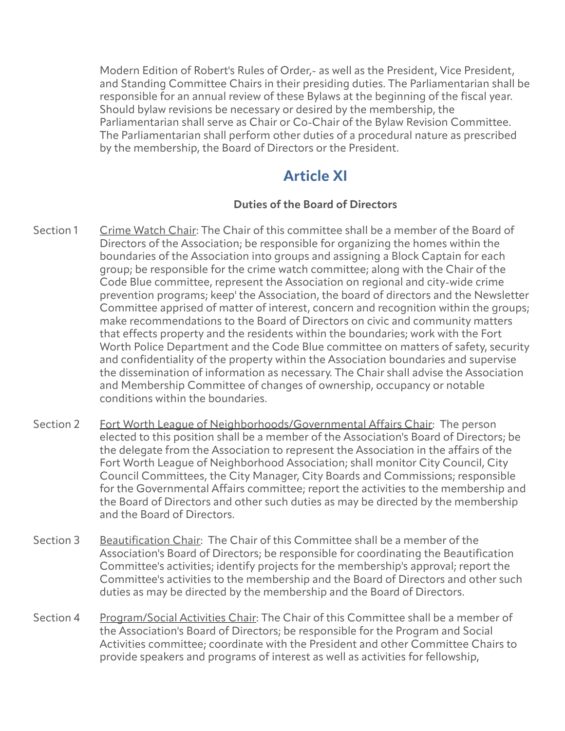Modern Edition of Robert's Rules of Order,- as well as the President, Vice President, and Standing Committee Chairs in their presiding duties. The Parliamentarian shall be responsible for an annual review of these Bylaws at the beginning of the fiscal year. Should bylaw revisions be necessary or desired by the membership, the Parliamentarian shall serve as Chair or Co-Chair of the Bylaw Revision Committee. The Parliamentarian shall perform other duties of a procedural nature as prescribed by the membership, the Board of Directors or the President.

## Article XI

**Duties of the Board of Directors**

Section 1 Crime Watch Chair: The Chair of this committee shall be a member of the Board of Directors of the Association; be responsible for organizing the homes within the boundaries of the Association into groups and assigning a Block Captain for each group; be responsible for the crime watch committee; along with the Chair of the Code Blue committee, represent the Association on regional and city-wide crime prevention programs; keep' the Association, the board of directors and the Newsletter Committee apprised of matter of interest, concern and recognition within the groups; make recommendations to the Board of Directors on civic and community matters that effects property and the residents within the boundaries; work with the Fort Worth Police Department and the Code Blue committee on matters of safety, security and confidentiality of the property within the Association boundaries and supervise the dissemination of information as necessary. The Chair shall advise the Association and Membership Committee of changes of ownership, occupancy or notable conditions within the boundaries.

Section 2 Fort Worth League of Neighborhoods/Governmental Affairs Chair: The person elected to this position shall be a member of the Association's Board of Directors; be the delegate from the Association to represent the Association in the affairs of the Fort Worth League of Neighborhood Association; shall monitor City Council, City Council Committees, the City Manager, City Boards and Commissions; responsible for the Governmental Affairs committee; report the activities to the membership and the Board of Directors and other such duties as may be directed by the membership and the Board of Directors.

Section 3 Beautification Chair: The Chair of this Committee shall be a member of the Association's Board of Directors; be responsible for coordinating the Beautification Committee's activities; identify projects for the membership's approval; report the Committee's activities to the membership and the Board of Directors and other such duties as may be directed by the membership and the Board of Directors.

Section 4 Program/Social Activities Chair: The Chair of this Committee shall be a member of the Association's Board of Directors; be responsible for the Program and Social Activities committee; coordinate with the President and other Committee Chairs to provide speakers and programs of interest as well as activities for fellowship,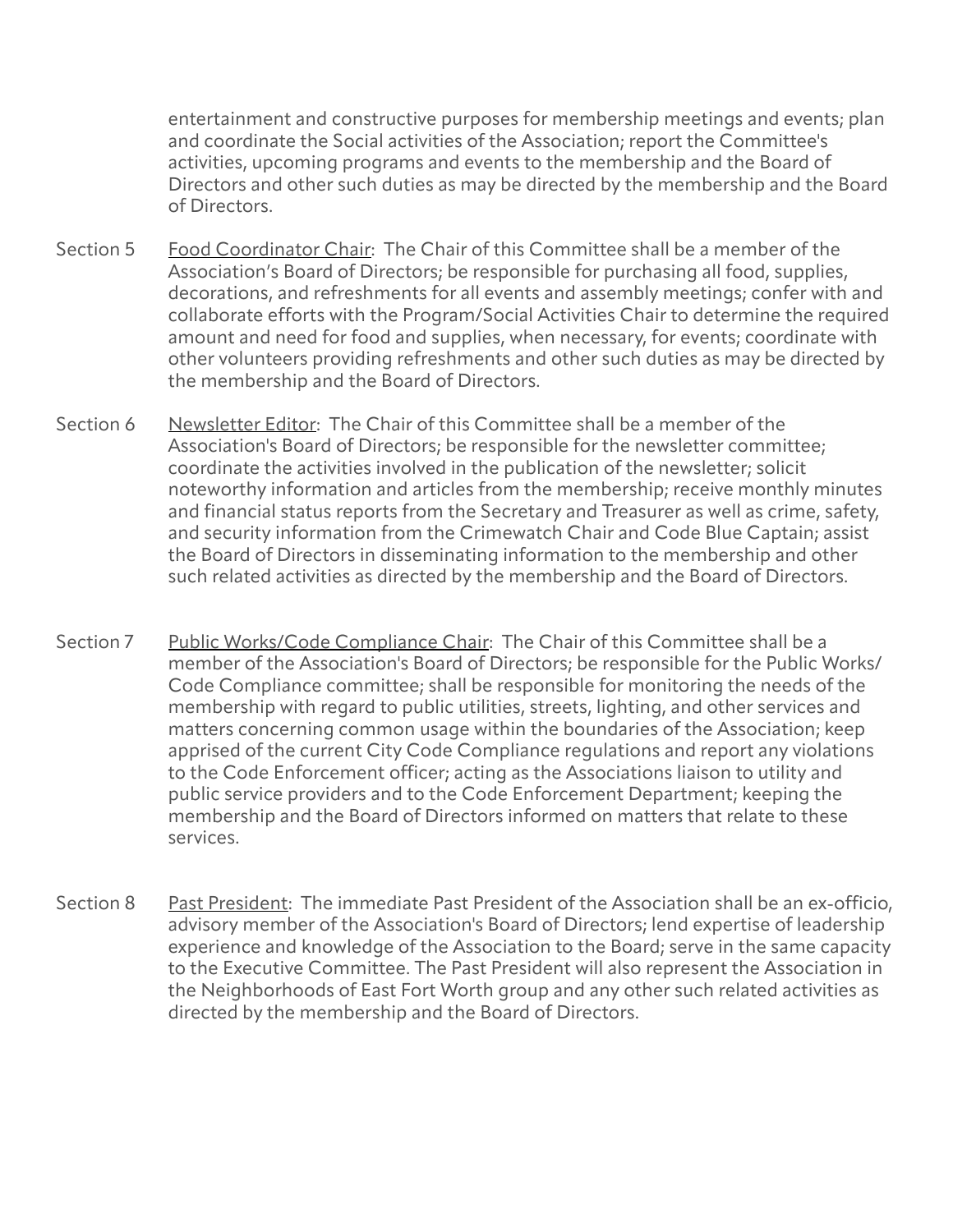entertainment and constructive purposes for membership meetings and events; plan and coordinate the Social activities of the Association; report the Committee's activities, upcoming programs and events to the membership and the Board of Directors and other such duties as may be directed by the membership and the Board of Directors.

Section 5 Food Coordinator Chair: The Chair of this Committee shall be a member of the Association's Board of Directors; be responsible for purchasing all food, supplies, decorations, and refreshments for all events and assembly meetings; confer with and collaborate efforts with the Program/Social Activities Chair to determine the required amount and need for food and supplies, when necessary, for events; coordinate with other volunteers providing refreshments and other such duties as may be directed by the membership and the Board of Directors.

Section 6 Newsletter Editor: The Chair of this Committee shall be a member of the Association's Board of Directors; be responsible for the newsletter committee; coordinate the activities involved in the publication of the newsletter; solicit noteworthy information and articles from the membership; receive monthly minutes and financial status reports from the Secretary and Treasurer as well as crime, safety, and security information from the Crimewatch Chair and Code Blue Captain; assist the Board of Directors in disseminating information to the membership and other such related activities as directed by the membership and the Board of Directors.

Section 7 Public Works/Code Compliance Chair: The Chair of this Committee shall be a member of the Association's Board of Directors; be responsible for the Public Works/ Code Compliance committee; shall be responsible for monitoring the needs of the membership with regard to public utilities, streets, lighting, and other services and matters concerning common usage within the boundaries of the Association; keep apprised of the current City Code Compliance regulations and report any violations to the Code Enforcement officer; acting as the Associations liaison to utility and public service providers and to the Code Enforcement Department; keeping the membership and the Board of Directors informed on matters that relate to these services.

Section 8 Past President: The immediate Past President of the Association shall be an ex-officio, advisory member of the Association's Board of Directors; lend expertise of leadership experience and knowledge of the Association to the Board; serve in the same capacity to the Executive Committee. The Past President will also represent the Association in the Neighborhoods of East Fort Worth group and any other such related activities as directed by the membership and the Board of Directors.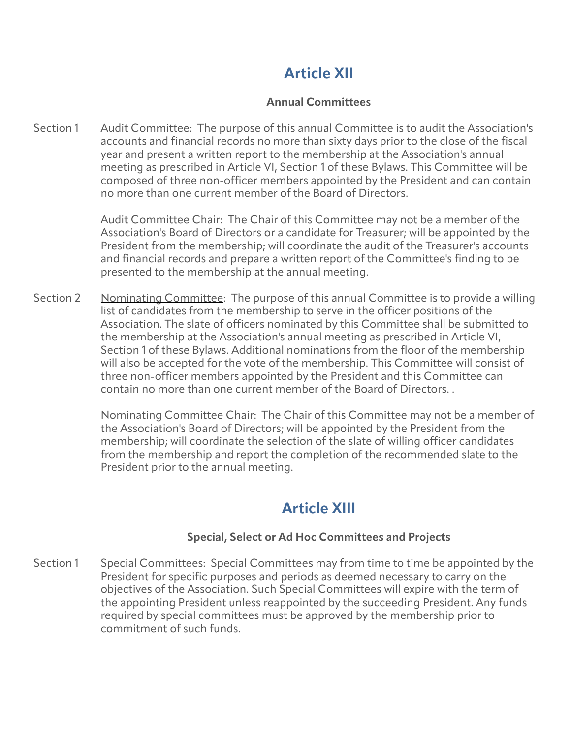# Article XII

### Annual Committees

Section 1 Audit Committee: The purpose of this annual Committee is to audit the Association's accounts and financial records no more than sixty days prior to the close of the fiscal year and present a written report to the membership at the Association's annual meeting as prescribed in Article VI, Section 1 of these Bylaws. This Committee will be composed of three non-officer members appointed by the President and can contain no more than one current member of the Board of Directors.

Audit Committee Chair: The Chair of this Committee may not be a member of the Association's Board of Directors or a candidate for Treasurer; will be appointed by the President from the membership; will coordinate the audit of the Treasurer's accounts and financial records and prepare a written report of the Committee's finding to be presented to the membership at the annual meeting.

Section 2 Nominating Committee: The purpose of this annual Committee is to provide a willing list of candidates from the membership to serve in the officer positions of the Association. The slate of officers nominated by this Committee shall be submitted to the membership at the Association's annual meeting as prescribed in Article VI, Section 1 of these Bylaws. Additional nominations from the floor of the membership will also be accepted for the vote of the membership. This Committee will consist of three non-officer members appointed by the President and this Committee can contain no more than one current member of the Board of Directors. .

Nominating Committee Chair: The Chair of this Committee may not be a member of the Association's Board of Directors; will be appointed by the President from the membership; will coordinate the selection of the slate of willing officer candidates from the membership and report the completion of the recommended slate to the President prior to the annual meeting.

# Article XIII

### Special, Select or Ad Hoc Committees and Projects

Section 1 Special Committees: Special Committees may from time to time be appointed by the President for specific purposes and periods as deemed necessary to carry on the objectives of the Association. Such Special Committees will expire with the term of the appointing President unless reappointed by the succeeding President. Any funds required by special committees must be approved by the membership prior to commitment of such funds.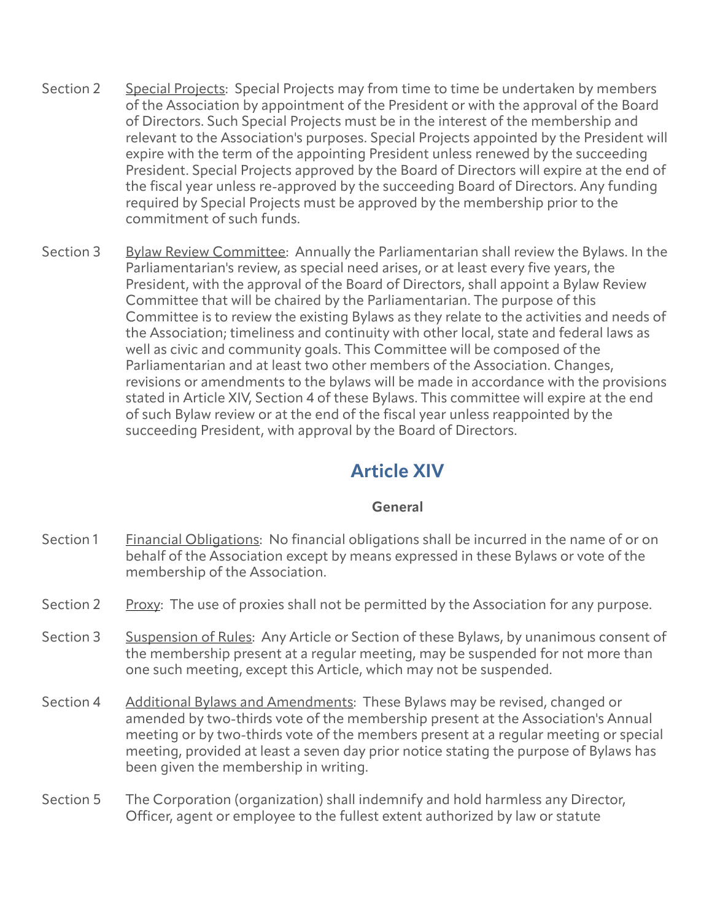Section 2 Special Projects: Special Projects may from time to time be undertaken by members of the Association by appointment of the President or with the approval of the Board of Directors. Such Special Projects must be in the interest of the membership and relevant to the Association's purposes. Special Projects appointed by the President will expire with the term of the appointing President unless renewed by the succeeding President. Special Projects approved by the Board of Directors will expire at the end of the fiscal year unless re-approved by the succeeding Board of Directors. Any funding required by Special Projects must be approved by the membership prior to the commitment of such funds.

Section 3 Bylaw Review Committee: Annually the Parliamentarian shall review the Bylaws. In the Parliamentarian's review, as special need arises, or at least every five years, the President, with the approval of the Board of Directors, shall appoint a Bylaw Review Committee that will be chaired by the Parliamentarian. The purpose of this Committee is to review the existing Bylaws as they relate to the activities and needs of the Association; timeliness and continuity with other local, state and federal laws as well as civic and community goals. This Committee will be composed of the Parliamentarian and at least two other members of the Association. Changes, revisions or amendments to the bylaws will be made in accordance with the provisions stated in Article XIV, Section 4 of these Bylaws. This committee will expire at the end of such Bylaw review or at the end of the fiscal year unless reappointed by the succeeding President, with approval by the Board of Directors.

## Article XIV

**General**

Section 1 Financial Obligations: No financial obligations shall be incurred in the name of or on behalf of the Association except by means expressed in these Bylaws or vote of the membership of the Association.

Section 2 Proxy: The use of proxies shall not be permitted by the Association for any purpose.

Section 3 Suspension of Rules: Any Article or Section of these Bylaws, by unanimous consent of the membership present at a regular meeting, may be suspended for not more than one such meeting, except this Article, which may not be suspended.

Section 4 Additional Bylaws and Amendments: These Bylaws may be revised, changed or amended by two-thirds vote of the membership present at the Association's Annual meeting or by two-thirds vote of the members present at a regular meeting or special meeting, provided at least a seven day prior notice stating the purpose of Bylaws has been given the membership in writing.

Section 5 The Corporation (organization) shall indemnify and hold harmless any Director, Officer, agent or employee to the fullest extent authorized by law or statute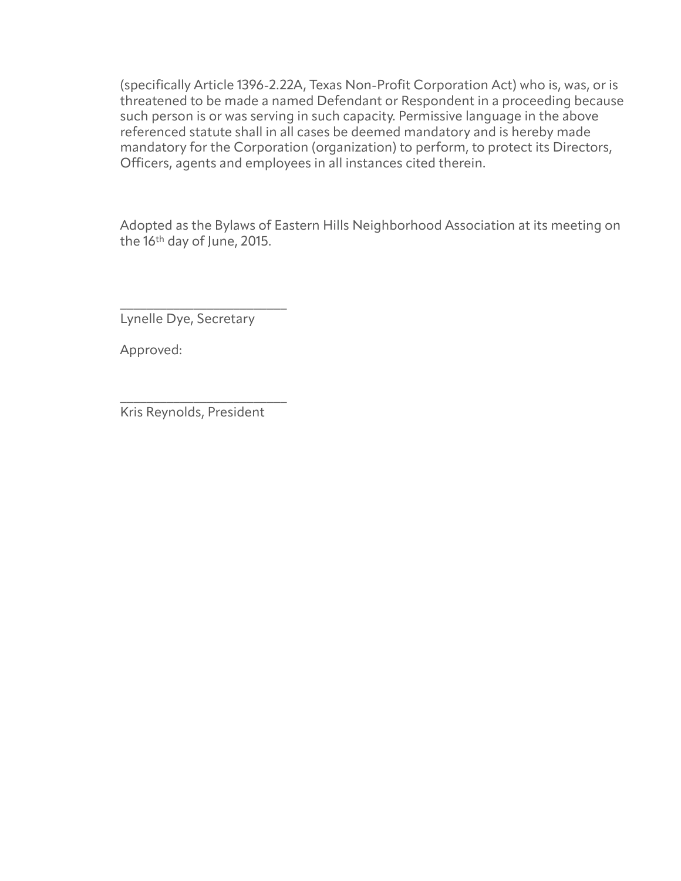(specifically Article 1396-2.22A, Texas Non-Profit Corporation Act) who is, was, or is threatened to be made a named Defendant or Respondent in a proceeding because such person is or was serving in such capacity. Permissive language in the above referenced statute shall in all cases be deemed mandatory and is hereby made mandatory for the Corporation (organization) to perform, to protect its Directors, Officers, agents and employees in all instances cited therein.

Adopted as the Bylaws of Eastern Hills Neighborhood Association at its meeting on the 16th day of June, 2015.

________________________
Lynelle Dye, Secretary

Approved:

________________________
Kris Reynolds, President